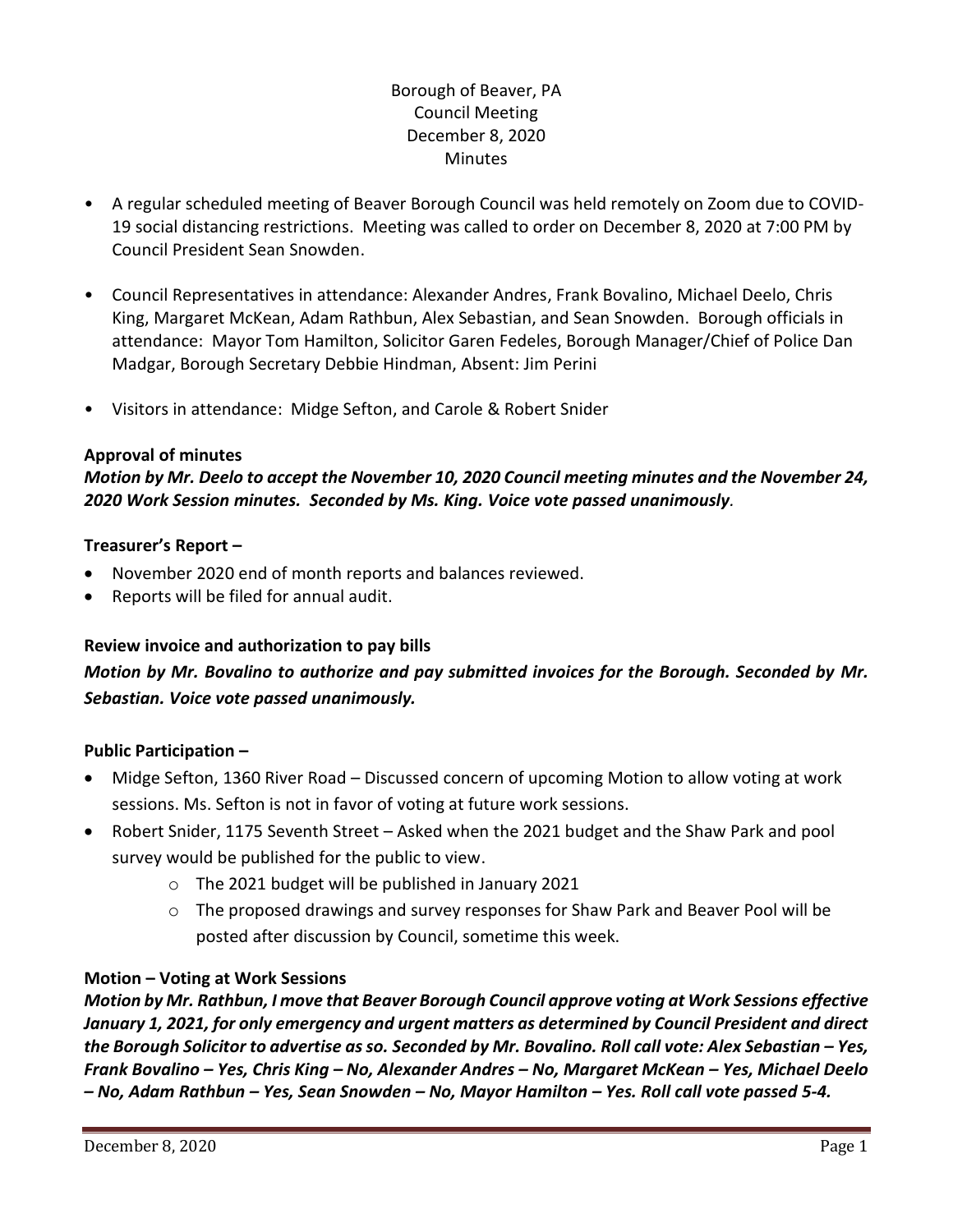Borough of Beaver, PA
Council Meeting
December 8, 2020
Minutes

- A regular scheduled meeting of Beaver Borough Council was held remotely on Zoom due to COVID-19 social distancing restrictions. Meeting was called to order on December 8, 2020 at 7:00 PM by Council President Sean Snowden.
- Council Representatives in attendance: Alexander Andres, Frank Bovalino, Michael Deelo, Chris King, Margaret McKean, Adam Rathbun, Alex Sebastian, and Sean Snowden. Borough officials in attendance: Mayor Tom Hamilton, Solicitor Garen Fedeles, Borough Manager/Chief of Police Dan Madgar, Borough Secretary Debbie Hindman, Absent: Jim Perini
- Visitors in attendance: Midge Sefton, and Carole & Robert Snider

**Approval of minutes**

***Motion by Mr. Deelo to accept the November 10, 2020 Council meeting minutes and the November 24, 2020 Work Session minutes. Seconded by Ms. King. Voice vote passed unanimously.***

**Treasurer's Report –**

- November 2020 end of month reports and balances reviewed.
- Reports will be filed for annual audit.

**Review invoice and authorization to pay bills**

***Motion by Mr. Bovalino to authorize and pay submitted invoices for the Borough. Seconded by Mr. Sebastian. Voice vote passed unanimously.***

**Public Participation –**

- Midge Sefton, 1360 River Road – Discussed concern of upcoming Motion to allow voting at work sessions. Ms. Sefton is not in favor of voting at future work sessions.
- Robert Snider, 1175 Seventh Street – Asked when the 2021 budget and the Shaw Park and pool survey would be published for the public to view.
    - The 2021 budget will be published in January 2021
    - The proposed drawings and survey responses for Shaw Park and Beaver Pool will be posted after discussion by Council, sometime this week.

**Motion – Voting at Work Sessions**

***Motion by Mr. Rathbun, I move that Beaver Borough Council approve voting at Work Sessions effective January 1, 2021, for only emergency and urgent matters as determined by Council President and direct the Borough Solicitor to advertise as so. Seconded by Mr. Bovalino. Roll call vote: Alex Sebastian – Yes, Frank Bovalino – Yes, Chris King – No, Alexander Andres – No, Margaret McKean – Yes, Michael Deelo – No, Adam Rathbun – Yes, Sean Snowden – No, Mayor Hamilton – Yes. Roll call vote passed 5-4.***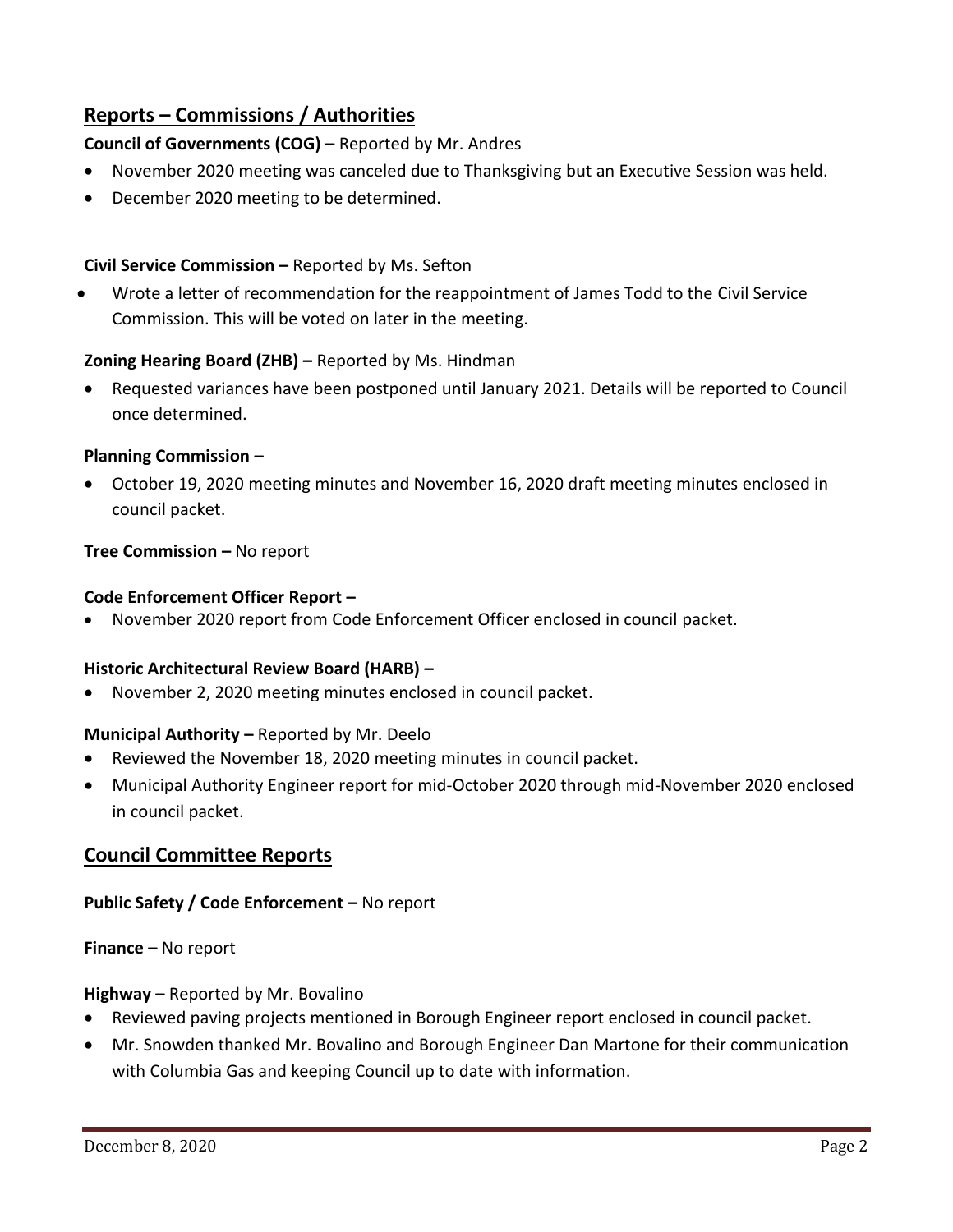## Reports – Commissions / Authorities

**Council of Governments (COG) –** Reported by Mr. Andres

- November 2020 meeting was canceled due to Thanksgiving but an Executive Session was held.
- December 2020 meeting to be determined.

**Civil Service Commission –** Reported by Ms. Sefton

- Wrote a letter of recommendation for the reappointment of James Todd to the Civil Service Commission. This will be voted on later in the meeting.

**Zoning Hearing Board (ZHB) –** Reported by Ms. Hindman

- Requested variances have been postponed until January 2021. Details will be reported to Council once determined.

**Planning Commission –**

- October 19, 2020 meeting minutes and November 16, 2020 draft meeting minutes enclosed in council packet.

**Tree Commission –** No report

**Code Enforcement Officer Report –**

- November 2020 report from Code Enforcement Officer enclosed in council packet.

**Historic Architectural Review Board (HARB) –**

- November 2, 2020 meeting minutes enclosed in council packet.

**Municipal Authority –** Reported by Mr. Deelo

- Reviewed the November 18, 2020 meeting minutes in council packet.
- Municipal Authority Engineer report for mid-October 2020 through mid-November 2020 enclosed in council packet.

## Council Committee Reports

**Public Safety / Code Enforcement –** No report

**Finance –** No report

**Highway –** Reported by Mr. Bovalino

- Reviewed paving projects mentioned in Borough Engineer report enclosed in council packet.
- Mr. Snowden thanked Mr. Bovalino and Borough Engineer Dan Martone for their communication with Columbia Gas and keeping Council up to date with information.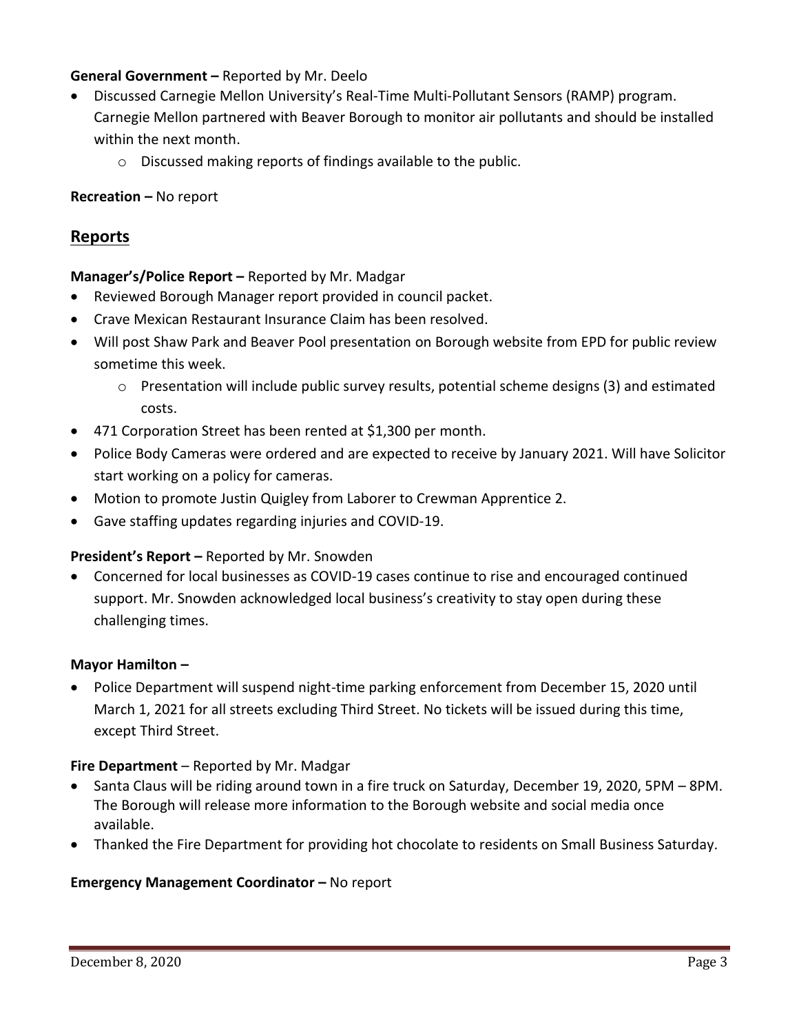**General Government –** Reported by Mr. Deelo

- Discussed Carnegie Mellon University's Real-Time Multi-Pollutant Sensors (RAMP) program. Carnegie Mellon partnered with Beaver Borough to monitor air pollutants and should be installed within the next month.
    - Discussed making reports of findings available to the public.

**Recreation –** No report

## Reports

**Manager's/Police Report –** Reported by Mr. Madgar

- Reviewed Borough Manager report provided in council packet.
- Crave Mexican Restaurant Insurance Claim has been resolved.
- Will post Shaw Park and Beaver Pool presentation on Borough website from EPD for public review sometime this week.
    - Presentation will include public survey results, potential scheme designs (3) and estimated costs.
- 471 Corporation Street has been rented at $1,300 per month.
- Police Body Cameras were ordered and are expected to receive by January 2021. Will have Solicitor start working on a policy for cameras.
- Motion to promote Justin Quigley from Laborer to Crewman Apprentice 2.
- Gave staffing updates regarding injuries and COVID-19.

**President's Report –** Reported by Mr. Snowden

- Concerned for local businesses as COVID-19 cases continue to rise and encouraged continued support. Mr. Snowden acknowledged local business's creativity to stay open during these challenging times.

**Mayor Hamilton –**

- Police Department will suspend night-time parking enforcement from December 15, 2020 until March 1, 2021 for all streets excluding Third Street. No tickets will be issued during this time, except Third Street.

**Fire Department** – Reported by Mr. Madgar

- Santa Claus will be riding around town in a fire truck on Saturday, December 19, 2020, 5PM – 8PM. The Borough will release more information to the Borough website and social media once available.
- Thanked the Fire Department for providing hot chocolate to residents on Small Business Saturday.

**Emergency Management Coordinator –** No report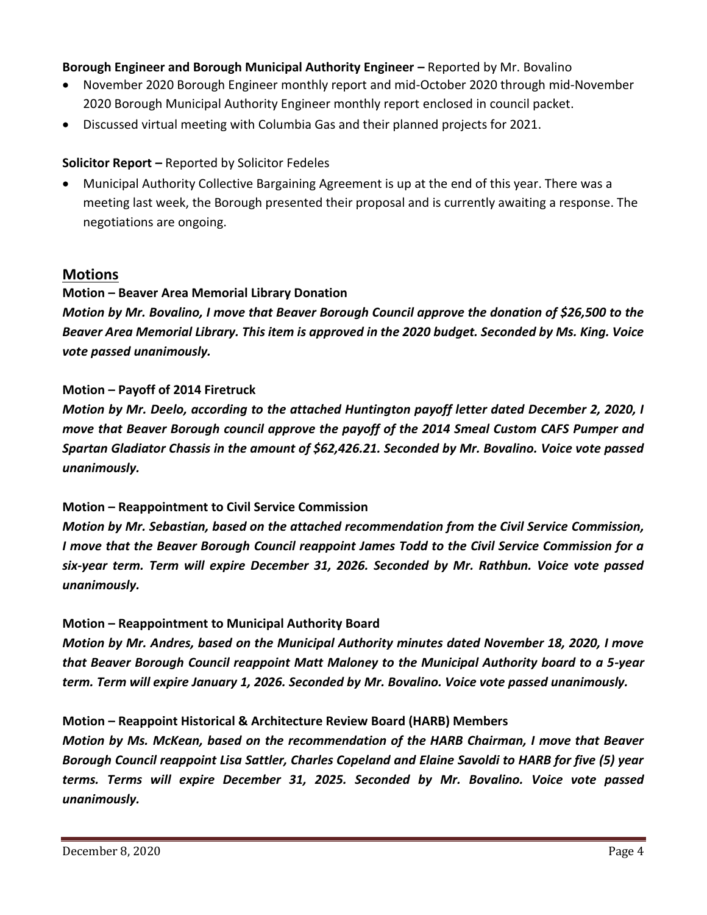**Borough Engineer and Borough Municipal Authority Engineer –** Reported by Mr. Bovalino

- November 2020 Borough Engineer monthly report and mid-October 2020 through mid-November 2020 Borough Municipal Authority Engineer monthly report enclosed in council packet.
- Discussed virtual meeting with Columbia Gas and their planned projects for 2021.

**Solicitor Report –** Reported by Solicitor Fedeles

- Municipal Authority Collective Bargaining Agreement is up at the end of this year. There was a meeting last week, the Borough presented their proposal and is currently awaiting a response. The negotiations are ongoing.

## Motions

**Motion – Beaver Area Memorial Library Donation**

***Motion by Mr. Bovalino, I move that Beaver Borough Council approve the donation of $26,500 to the Beaver Area Memorial Library. This item is approved in the 2020 budget. Seconded by Ms. King. Voice vote passed unanimously.***

**Motion – Payoff of 2014 Firetruck**

***Motion by Mr. Deelo, according to the attached Huntington payoff letter dated December 2, 2020, I move that Beaver Borough council approve the payoff of the 2014 Smeal Custom CAFS Pumper and Spartan Gladiator Chassis in the amount of $62,426.21. Seconded by Mr. Bovalino. Voice vote passed unanimously.***

**Motion – Reappointment to Civil Service Commission**

***Motion by Mr. Sebastian, based on the attached recommendation from the Civil Service Commission, I move that the Beaver Borough Council reappoint James Todd to the Civil Service Commission for a six-year term. Term will expire December 31, 2026. Seconded by Mr. Rathbun. Voice vote passed unanimously.***

**Motion – Reappointment to Municipal Authority Board**

***Motion by Mr. Andres, based on the Municipal Authority minutes dated November 18, 2020, I move that Beaver Borough Council reappoint Matt Maloney to the Municipal Authority board to a 5-year term. Term will expire January 1, 2026. Seconded by Mr. Bovalino. Voice vote passed unanimously.***

**Motion – Reappoint Historical & Architecture Review Board (HARB) Members**

***Motion by Ms. McKean, based on the recommendation of the HARB Chairman, I move that Beaver Borough Council reappoint Lisa Sattler, Charles Copeland and Elaine Savoldi to HARB for five (5) year terms. Terms will expire December 31, 2025. Seconded by Mr. Bovalino. Voice vote passed unanimously.***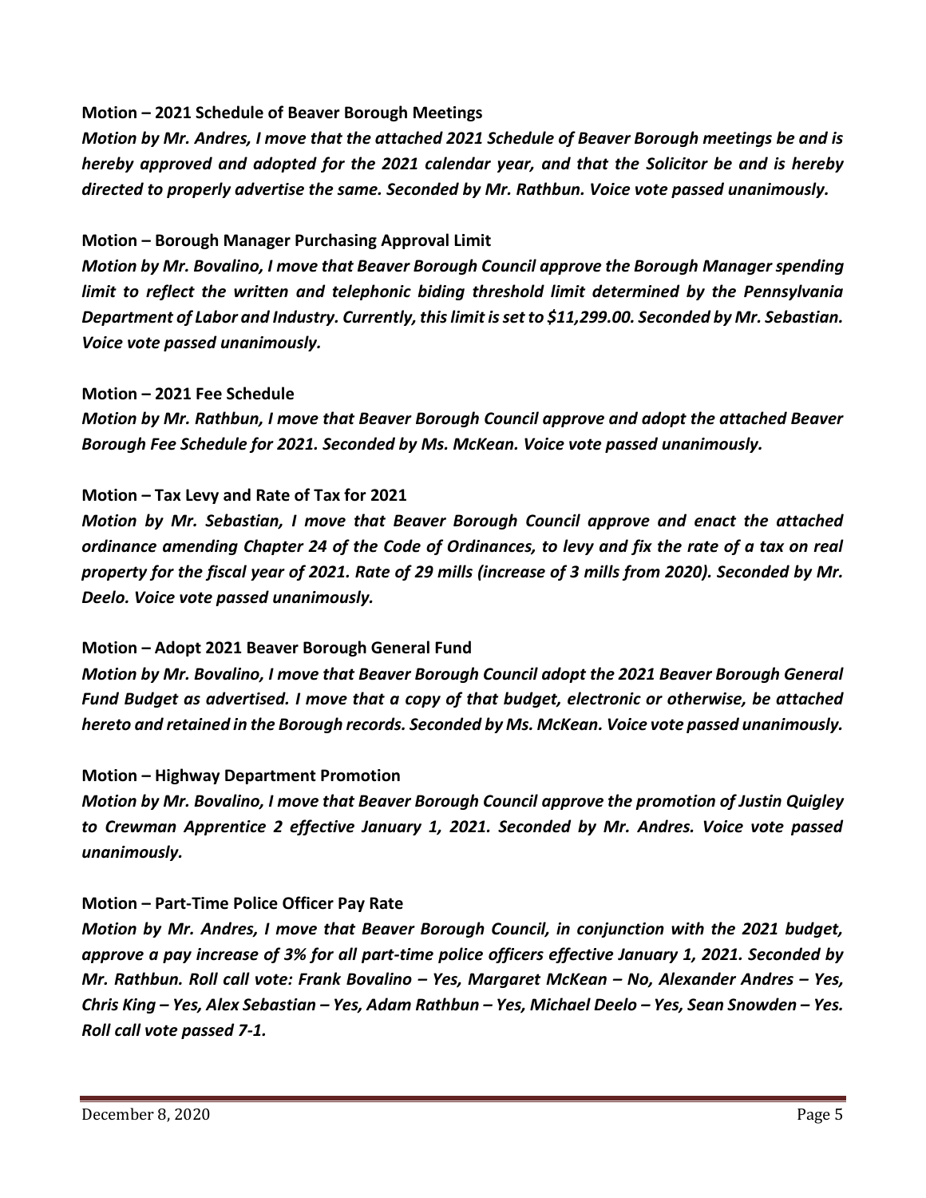**Motion – 2021 Schedule of Beaver Borough Meetings**

***Motion by Mr. Andres, I move that the attached 2021 Schedule of Beaver Borough meetings be and is hereby approved and adopted for the 2021 calendar year, and that the Solicitor be and is hereby directed to properly advertise the same. Seconded by Mr. Rathbun. Voice vote passed unanimously.***

**Motion – Borough Manager Purchasing Approval Limit**

***Motion by Mr. Bovalino, I move that Beaver Borough Council approve the Borough Manager spending limit to reflect the written and telephonic biding threshold limit determined by the Pennsylvania Department of Labor and Industry. Currently, this limit is set to $11,299.00. Seconded by Mr. Sebastian. Voice vote passed unanimously.***

**Motion – 2021 Fee Schedule**

***Motion by Mr. Rathbun, I move that Beaver Borough Council approve and adopt the attached Beaver Borough Fee Schedule for 2021. Seconded by Ms. McKean. Voice vote passed unanimously.***

**Motion – Tax Levy and Rate of Tax for 2021**

***Motion by Mr. Sebastian, I move that Beaver Borough Council approve and enact the attached ordinance amending Chapter 24 of the Code of Ordinances, to levy and fix the rate of a tax on real property for the fiscal year of 2021. Rate of 29 mills (increase of 3 mills from 2020). Seconded by Mr. Deelo. Voice vote passed unanimously.***

**Motion – Adopt 2021 Beaver Borough General Fund**

***Motion by Mr. Bovalino, I move that Beaver Borough Council adopt the 2021 Beaver Borough General Fund Budget as advertised. I move that a copy of that budget, electronic or otherwise, be attached hereto and retained in the Borough records. Seconded by Ms. McKean. Voice vote passed unanimously.***

**Motion – Highway Department Promotion**

***Motion by Mr. Bovalino, I move that Beaver Borough Council approve the promotion of Justin Quigley to Crewman Apprentice 2 effective January 1, 2021. Seconded by Mr. Andres. Voice vote passed unanimously.***

**Motion – Part-Time Police Officer Pay Rate**

***Motion by Mr. Andres, I move that Beaver Borough Council, in conjunction with the 2021 budget, approve a pay increase of 3% for all part-time police officers effective January 1, 2021. Seconded by Mr. Rathbun. Roll call vote: Frank Bovalino – Yes, Margaret McKean – No, Alexander Andres – Yes, Chris King – Yes, Alex Sebastian – Yes, Adam Rathbun – Yes, Michael Deelo – Yes, Sean Snowden – Yes. Roll call vote passed 7-1.***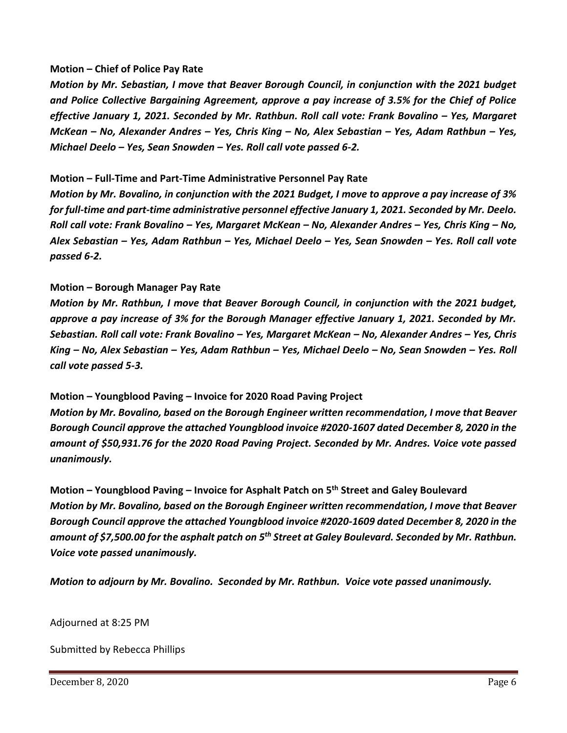**Motion – Chief of Police Pay Rate**

***Motion by Mr. Sebastian, I move that Beaver Borough Council, in conjunction with the 2021 budget and Police Collective Bargaining Agreement, approve a pay increase of 3.5% for the Chief of Police effective January 1, 2021. Seconded by Mr. Rathbun. Roll call vote: Frank Bovalino – Yes, Margaret McKean – No, Alexander Andres – Yes, Chris King – No, Alex Sebastian – Yes, Adam Rathbun – Yes, Michael Deelo – Yes, Sean Snowden – Yes. Roll call vote passed 6-2.***

**Motion – Full-Time and Part-Time Administrative Personnel Pay Rate**

***Motion by Mr. Bovalino, in conjunction with the 2021 Budget, I move to approve a pay increase of 3% for full-time and part-time administrative personnel effective January 1, 2021. Seconded by Mr. Deelo. Roll call vote: Frank Bovalino – Yes, Margaret McKean – No, Alexander Andres – Yes, Chris King – No, Alex Sebastian – Yes, Adam Rathbun – Yes, Michael Deelo – Yes, Sean Snowden – Yes. Roll call vote passed 6-2.***

**Motion – Borough Manager Pay Rate**

***Motion by Mr. Rathbun, I move that Beaver Borough Council, in conjunction with the 2021 budget, approve a pay increase of 3% for the Borough Manager effective January 1, 2021. Seconded by Mr. Sebastian. Roll call vote: Frank Bovalino – Yes, Margaret McKean – No, Alexander Andres – Yes, Chris King – No, Alex Sebastian – Yes, Adam Rathbun – Yes, Michael Deelo – No, Sean Snowden – Yes. Roll call vote passed 5-3.***

**Motion – Youngblood Paving – Invoice for 2020 Road Paving Project**

***Motion by Mr. Bovalino, based on the Borough Engineer written recommendation, I move that Beaver Borough Council approve the attached Youngblood invoice #2020-1607 dated December 8, 2020 in the amount of $50,931.76 for the 2020 Road Paving Project. Seconded by Mr. Andres. Voice vote passed unanimously.***

**Motion – Youngblood Paving – Invoice for Asphalt Patch on 5th Street and Galey Boulevard**

***Motion by Mr. Bovalino, based on the Borough Engineer written recommendation, I move that Beaver Borough Council approve the attached Youngblood invoice #2020-1609 dated December 8, 2020 in the amount of $7,500.00 for the asphalt patch on 5th Street at Galey Boulevard. Seconded by Mr. Rathbun. Voice vote passed unanimously.***

***Motion to adjourn by Mr. Bovalino. Seconded by Mr. Rathbun. Voice vote passed unanimously.***

Adjourned at 8:25 PM

Submitted by Rebecca Phillips